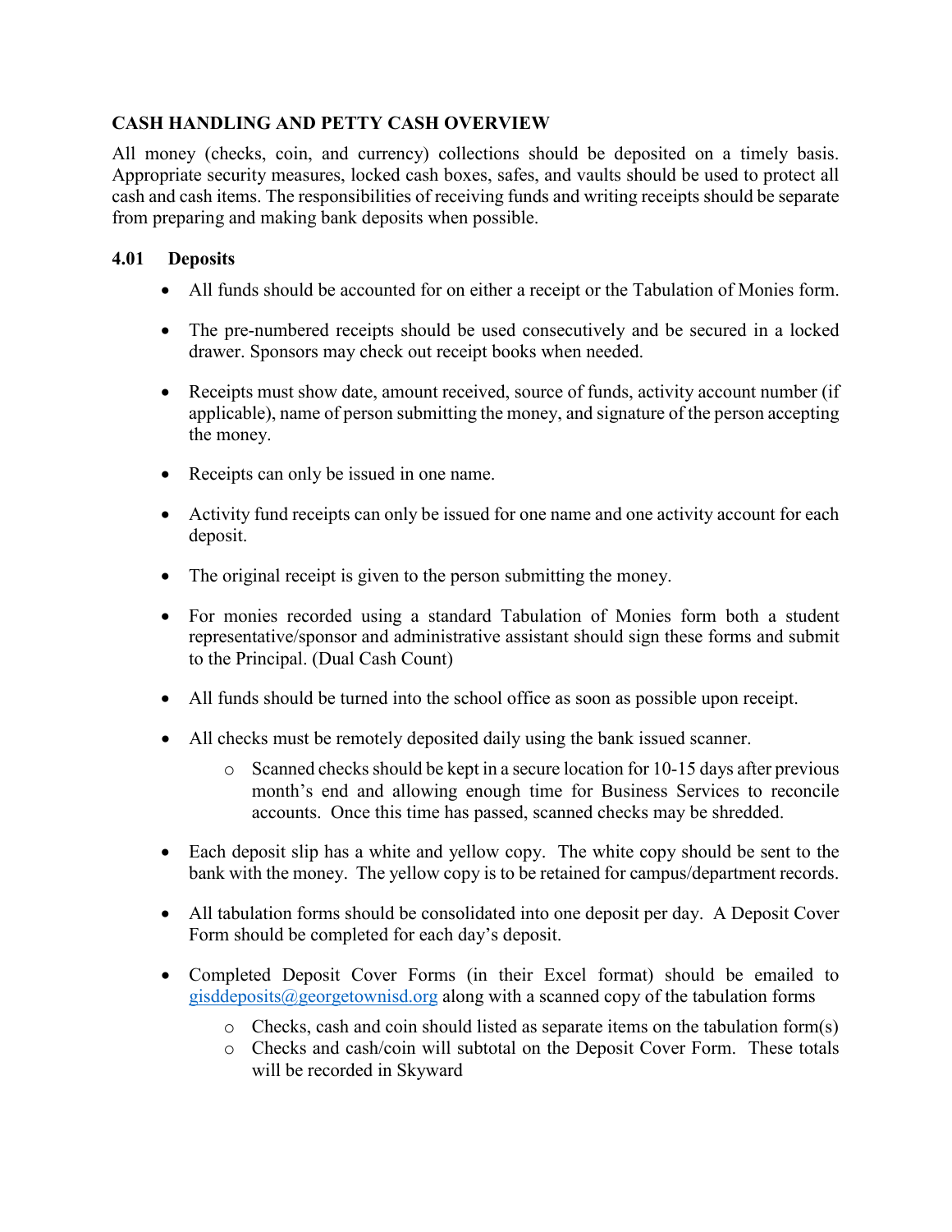## CASH HANDLING AND PETTY CASH OVERVIEW

All money (checks, coin, and currency) collections should be deposited on a timely basis. Appropriate security measures, locked cash boxes, safes, and vaults should be used to protect all cash and cash items. The responsibilities of receiving funds and writing receipts should be separate from preparing and making bank deposits when possible.

### 4.01 Deposits

- All funds should be accounted for on either a receipt or the Tabulation of Monies form.
- The pre-numbered receipts should be used consecutively and be secured in a locked drawer. Sponsors may check out receipt books when needed.
- Receipts must show date, amount received, source of funds, activity account number (if applicable), name of person submitting the money, and signature of the person accepting the money.
- Receipts can only be issued in one name.
- Activity fund receipts can only be issued for one name and one activity account for each deposit.
- The original receipt is given to the person submitting the money.
- For monies recorded using a standard Tabulation of Monies form both a student representative/sponsor and administrative assistant should sign these forms and submit to the Principal. (Dual Cash Count)
- All funds should be turned into the school office as soon as possible upon receipt.
- All checks must be remotely deposited daily using the bank issued scanner.
  - Scanned checks should be kept in a secure location for 10-15 days after previous month's end and allowing enough time for Business Services to reconcile accounts. Once this time has passed, scanned checks may be shredded.
- Each deposit slip has a white and yellow copy. The white copy should be sent to the bank with the money. The yellow copy is to be retained for campus/department records.
- All tabulation forms should be consolidated into one deposit per day. A Deposit Cover Form should be completed for each day's deposit.
- Completed Deposit Cover Forms (in their Excel format) should be emailed to gisddeposits@georgetownisd.org along with a scanned copy of the tabulation forms
  - Checks, cash and coin should listed as separate items on the tabulation form(s)
  - Checks and cash/coin will subtotal on the Deposit Cover Form. These totals will be recorded in Skyward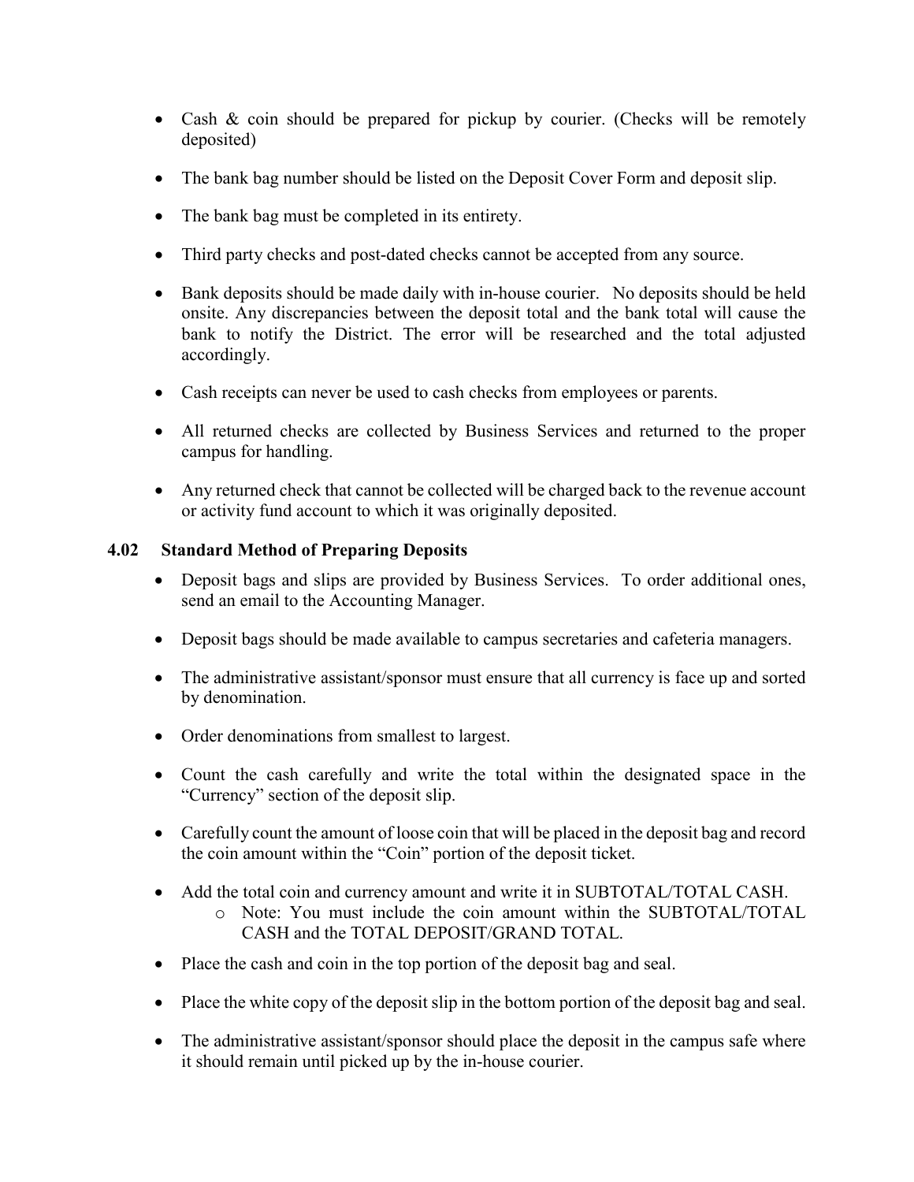- Cash & coin should be prepared for pickup by courier. (Checks will be remotely deposited)
- The bank bag number should be listed on the Deposit Cover Form and deposit slip.
- The bank bag must be completed in its entirety.
- Third party checks and post-dated checks cannot be accepted from any source.
- Bank deposits should be made daily with in-house courier. No deposits should be held onsite. Any discrepancies between the deposit total and the bank total will cause the bank to notify the District. The error will be researched and the total adjusted accordingly.
- Cash receipts can never be used to cash checks from employees or parents.
- All returned checks are collected by Business Services and returned to the proper campus for handling.
- Any returned check that cannot be collected will be charged back to the revenue account or activity fund account to which it was originally deposited.

### 4.02 Standard Method of Preparing Deposits

- Deposit bags and slips are provided by Business Services. To order additional ones, send an email to the Accounting Manager.
- Deposit bags should be made available to campus secretaries and cafeteria managers.
- The administrative assistant/sponsor must ensure that all currency is face up and sorted by denomination.
- Order denominations from smallest to largest.
- Count the cash carefully and write the total within the designated space in the "Currency" section of the deposit slip.
- Carefully count the amount of loose coin that will be placed in the deposit bag and record the coin amount within the "Coin" portion of the deposit ticket.
- Add the total coin and currency amount and write it in SUBTOTAL/TOTAL CASH.
  - Note: You must include the coin amount within the SUBTOTAL/TOTAL CASH and the TOTAL DEPOSIT/GRAND TOTAL.
- Place the cash and coin in the top portion of the deposit bag and seal.
- Place the white copy of the deposit slip in the bottom portion of the deposit bag and seal.
- The administrative assistant/sponsor should place the deposit in the campus safe where it should remain until picked up by the in-house courier.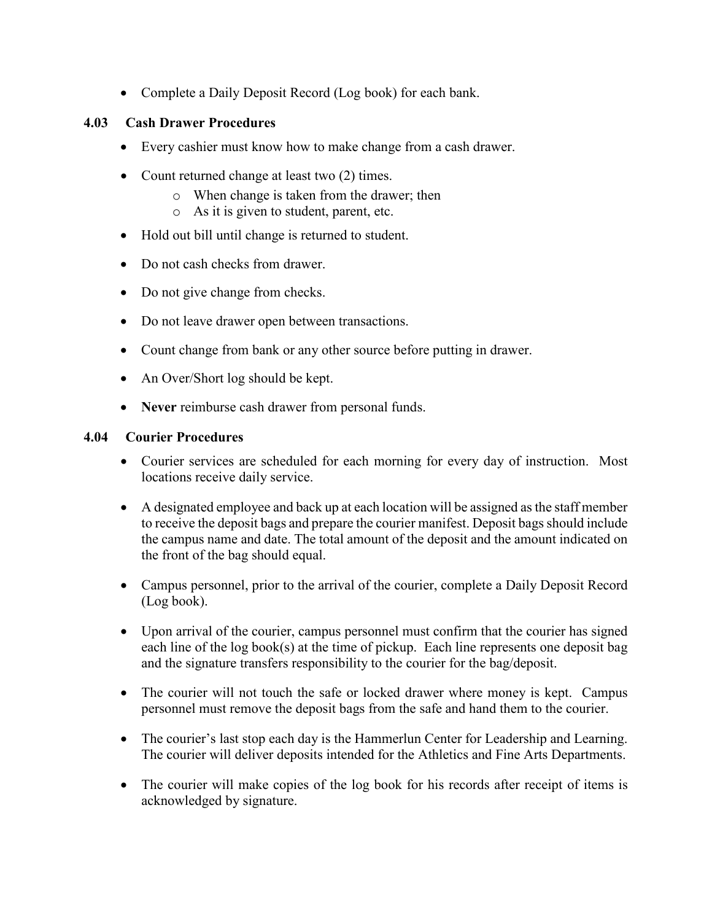- Complete a Daily Deposit Record (Log book) for each bank.

### 4.03 Cash Drawer Procedures

- Every cashier must know how to make change from a cash drawer.
- Count returned change at least two (2) times.
  - When change is taken from the drawer; then
  - As it is given to student, parent, etc.
- Hold out bill until change is returned to student.
- Do not cash checks from drawer.
- Do not give change from checks.
- Do not leave drawer open between transactions.
- Count change from bank or any other source before putting in drawer.
- An Over/Short log should be kept.
- **Never** reimburse cash drawer from personal funds.

### 4.04 Courier Procedures

- Courier services are scheduled for each morning for every day of instruction. Most locations receive daily service.
- A designated employee and back up at each location will be assigned as the staff member to receive the deposit bags and prepare the courier manifest. Deposit bags should include the campus name and date. The total amount of the deposit and the amount indicated on the front of the bag should equal.
- Campus personnel, prior to the arrival of the courier, complete a Daily Deposit Record (Log book).
- Upon arrival of the courier, campus personnel must confirm that the courier has signed each line of the log book(s) at the time of pickup. Each line represents one deposit bag and the signature transfers responsibility to the courier for the bag/deposit.
- The courier will not touch the safe or locked drawer where money is kept. Campus personnel must remove the deposit bags from the safe and hand them to the courier.
- The courier's last stop each day is the Hammerlun Center for Leadership and Learning. The courier will deliver deposits intended for the Athletics and Fine Arts Departments.
- The courier will make copies of the log book for his records after receipt of items is acknowledged by signature.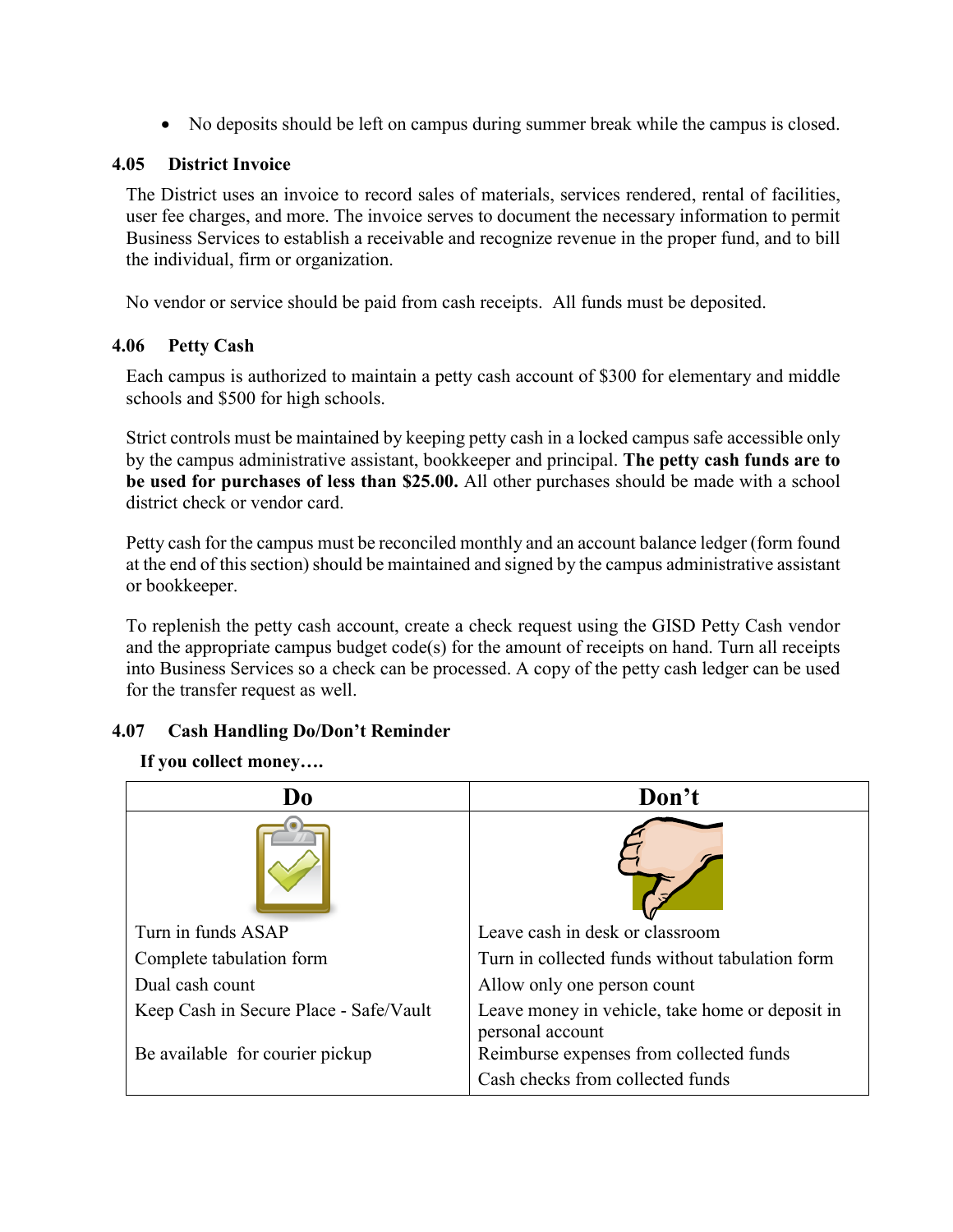- No deposits should be left on campus during summer break while the campus is closed.

### 4.05 District Invoice

The District uses an invoice to record sales of materials, services rendered, rental of facilities, user fee charges, and more. The invoice serves to document the necessary information to permit Business Services to establish a receivable and recognize revenue in the proper fund, and to bill the individual, firm or organization.

No vendor or service should be paid from cash receipts. All funds must be deposited.

### 4.06 Petty Cash

Each campus is authorized to maintain a petty cash account of $300 for elementary and middle schools and $500 for high schools.

Strict controls must be maintained by keeping petty cash in a locked campus safe accessible only by the campus administrative assistant, bookkeeper and principal. **The petty cash funds are to be used for purchases of less than $25.00.** All other purchases should be made with a school district check or vendor card.

Petty cash for the campus must be reconciled monthly and an account balance ledger (form found at the end of this section) should be maintained and signed by the campus administrative assistant or bookkeeper.

To replenish the petty cash account, create a check request using the GISD Petty Cash vendor and the appropriate campus budget code(s) for the amount of receipts on hand. Turn all receipts into Business Services so a check can be processed. A copy of the petty cash ledger can be used for the transfer request as well.

### 4.07 Cash Handling Do/Don't Reminder

**If you collect money….**

| Do | Don't |
|---|---|
| Turn in funds ASAP | Leave cash in desk or classroom |
| Complete tabulation form | Turn in collected funds without tabulation form |
| Dual cash count | Allow only one person count |
| Keep Cash in Secure Place - Safe/Vault | Leave money in vehicle, take home or deposit in personal account |
| Be available for courier pickup | Reimburse expenses from collected funds |
| | Cash checks from collected funds |